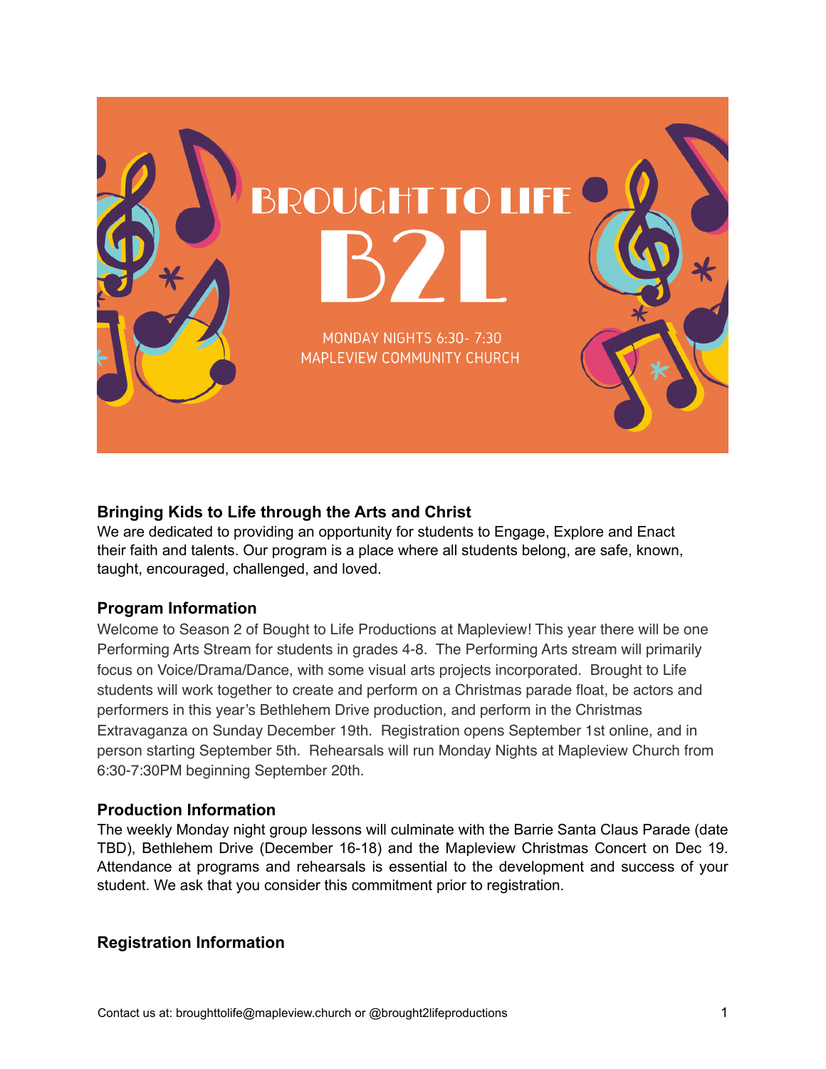# BROUGHT TO LIFE

# B2L

MONDAY NIGHTS 6:30- 7:30
MAPLEVIEW COMMUNITY CHURCH

### Bringing Kids to Life through the Arts and Christ

We are dedicated to providing an opportunity for students to Engage, Explore and Enact their faith and talents. Our program is a place where all students belong, are safe, known, taught, encouraged, challenged, and loved.

### Program Information

Welcome to Season 2 of Bought to Life Productions at Mapleview! This year there will be one Performing Arts Stream for students in grades 4-8. The Performing Arts stream will primarily focus on Voice/Drama/Dance, with some visual arts projects incorporated. Brought to Life students will work together to create and perform on a Christmas parade float, be actors and performers in this year's Bethlehem Drive production, and perform in the Christmas Extravaganza on Sunday December 19th. Registration opens September 1st online, and in person starting September 5th. Rehearsals will run Monday Nights at Mapleview Church from 6:30-7:30PM beginning September 20th.

### Production Information

The weekly Monday night group lessons will culminate with the Barrie Santa Claus Parade (date TBD), Bethlehem Drive (December 16-18) and the Mapleview Christmas Concert on Dec 19. Attendance at programs and rehearsals is essential to the development and success of your student. We ask that you consider this commitment prior to registration.

### Registration Information

Contact us at: broughttolife@mapleview.church or @brought2lifeproductions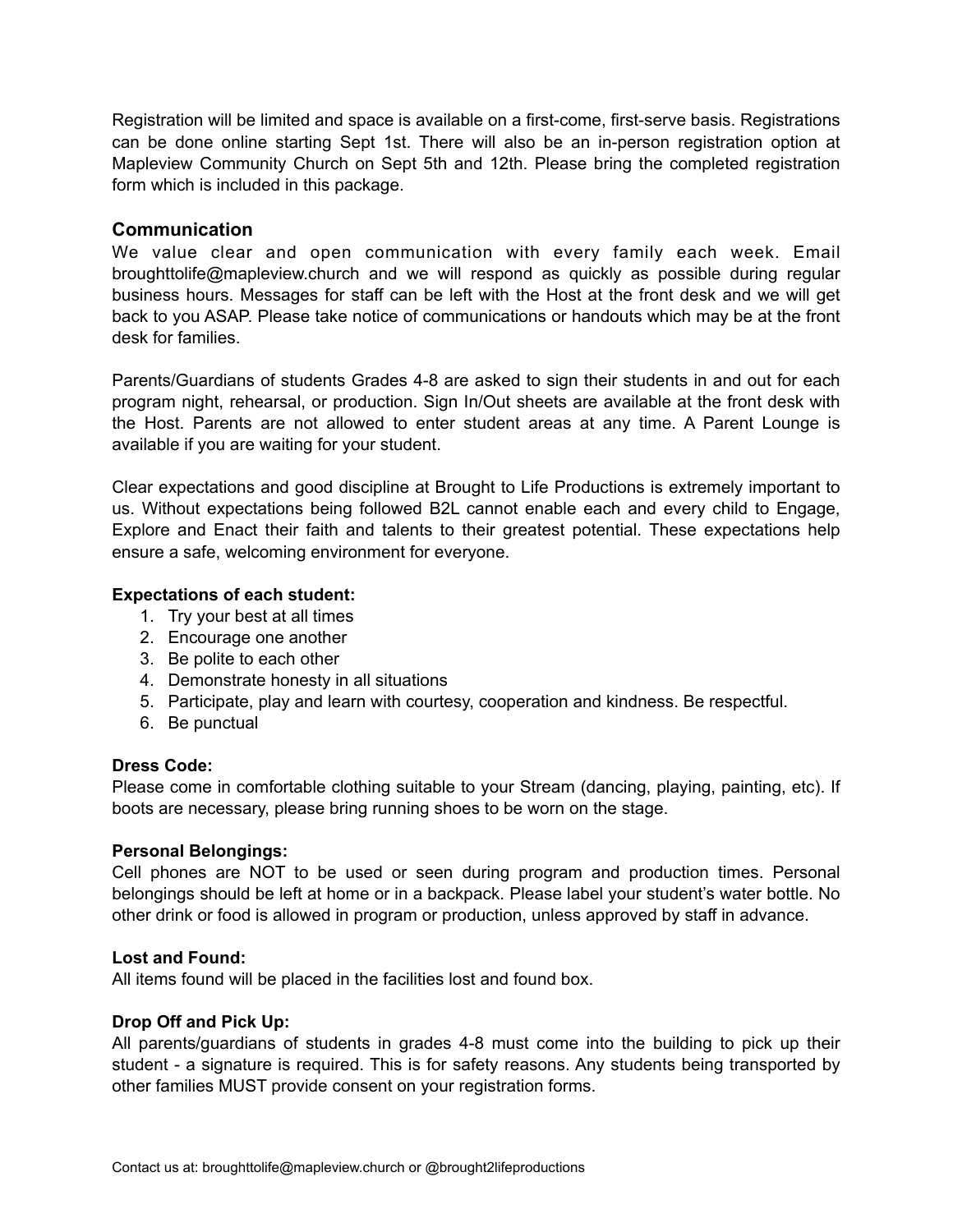Registration will be limited and space is available on a first-come, first-serve basis. Registrations can be done online starting Sept 1st. There will also be an in-person registration option at Mapleview Community Church on Sept 5th and 12th. Please bring the completed registration form which is included in this package.

## Communication

We value clear and open communication with every family each week. Email broughttolife@mapleview.church and we will respond as quickly as possible during regular business hours. Messages for staff can be left with the Host at the front desk and we will get back to you ASAP. Please take notice of communications or handouts which may be at the front desk for families.

Parents/Guardians of students Grades 4-8 are asked to sign their students in and out for each program night, rehearsal, or production. Sign In/Out sheets are available at the front desk with the Host. Parents are not allowed to enter student areas at any time. A Parent Lounge is available if you are waiting for your student.

Clear expectations and good discipline at Brought to Life Productions is extremely important to us. Without expectations being followed B2L cannot enable each and every child to Engage, Explore and Enact their faith and talents to their greatest potential. These expectations help ensure a safe, welcoming environment for everyone.

**Expectations of each student:**

1. Try your best at all times
2. Encourage one another
3. Be polite to each other
4. Demonstrate honesty in all situations
5. Participate, play and learn with courtesy, cooperation and kindness. Be respectful.
6. Be punctual

**Dress Code:**

Please come in comfortable clothing suitable to your Stream (dancing, playing, painting, etc). If boots are necessary, please bring running shoes to be worn on the stage.

**Personal Belongings:**

Cell phones are NOT to be used or seen during program and production times. Personal belongings should be left at home or in a backpack. Please label your student's water bottle. No other drink or food is allowed in program or production, unless approved by staff in advance.

**Lost and Found:**

All items found will be placed in the facilities lost and found box.

**Drop Off and Pick Up:**

All parents/guardians of students in grades 4-8 must come into the building to pick up their student - a signature is required. This is for safety reasons. Any students being transported by other families MUST provide consent on your registration forms.

Contact us at: broughttolife@mapleview.church or @brought2lifeproductions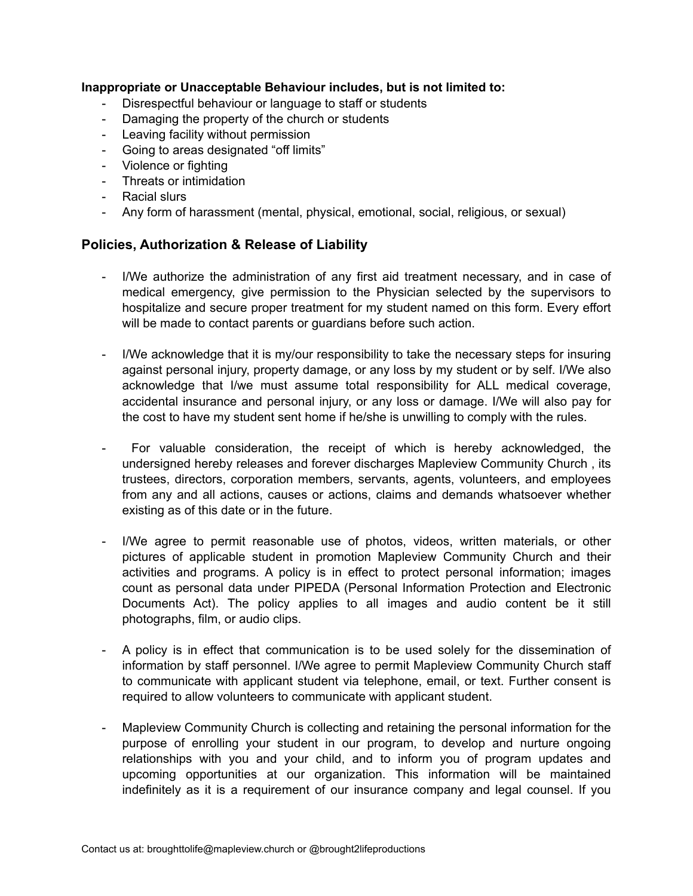**Inappropriate or Unacceptable Behaviour includes, but is not limited to:**

- Disrespectful behaviour or language to staff or students
- Damaging the property of the church or students
- Leaving facility without permission
- Going to areas designated "off limits"
- Violence or fighting
- Threats or intimidation
- Racial slurs
- Any form of harassment (mental, physical, emotional, social, religious, or sexual)

## Policies, Authorization & Release of Liability

- I/We authorize the administration of any first aid treatment necessary, and in case of medical emergency, give permission to the Physician selected by the supervisors to hospitalize and secure proper treatment for my student named on this form. Every effort will be made to contact parents or guardians before such action.

- I/We acknowledge that it is my/our responsibility to take the necessary steps for insuring against personal injury, property damage, or any loss by my student or by self. I/We also acknowledge that I/we must assume total responsibility for ALL medical coverage, accidental insurance and personal injury, or any loss or damage. I/We will also pay for the cost to have my student sent home if he/she is unwilling to comply with the rules.

- For valuable consideration, the receipt of which is hereby acknowledged, the undersigned hereby releases and forever discharges Mapleview Community Church , its trustees, directors, corporation members, servants, agents, volunteers, and employees from any and all actions, causes or actions, claims and demands whatsoever whether existing as of this date or in the future.

- I/We agree to permit reasonable use of photos, videos, written materials, or other pictures of applicable student in promotion Mapleview Community Church and their activities and programs. A policy is in effect to protect personal information; images count as personal data under PIPEDA (Personal Information Protection and Electronic Documents Act). The policy applies to all images and audio content be it still photographs, film, or audio clips.

- A policy is in effect that communication is to be used solely for the dissemination of information by staff personnel. I/We agree to permit Mapleview Community Church staff to communicate with applicant student via telephone, email, or text. Further consent is required to allow volunteers to communicate with applicant student.

- Mapleview Community Church is collecting and retaining the personal information for the purpose of enrolling your student in our program, to develop and nurture ongoing relationships with you and your child, and to inform you of program updates and upcoming opportunities at our organization. This information will be maintained indefinitely as it is a requirement of our insurance company and legal counsel. If you

Contact us at: broughttolife@mapleview.church or @brought2lifeproductions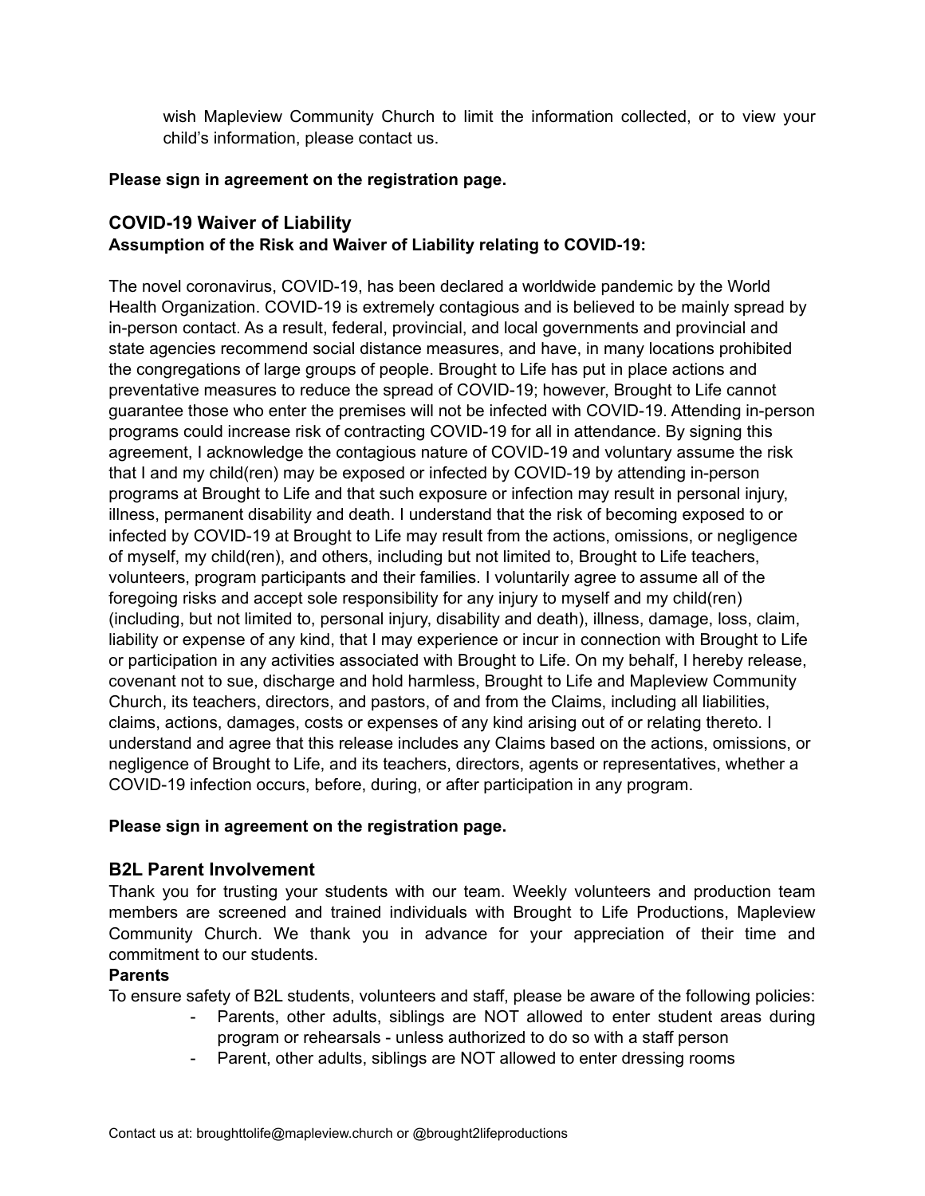wish Mapleview Community Church to limit the information collected, or to view your child's information, please contact us.

**Please sign in agreement on the registration page.**

## COVID-19 Waiver of Liability

**Assumption of the Risk and Waiver of Liability relating to COVID-19:**

The novel coronavirus, COVID-19, has been declared a worldwide pandemic by the World Health Organization. COVID-19 is extremely contagious and is believed to be mainly spread by in-person contact. As a result, federal, provincial, and local governments and provincial and state agencies recommend social distance measures, and have, in many locations prohibited the congregations of large groups of people. Brought to Life has put in place actions and preventative measures to reduce the spread of COVID-19; however, Brought to Life cannot guarantee those who enter the premises will not be infected with COVID-19. Attending in-person programs could increase risk of contracting COVID-19 for all in attendance. By signing this agreement, I acknowledge the contagious nature of COVID-19 and voluntary assume the risk that I and my child(ren) may be exposed or infected by COVID-19 by attending in-person programs at Brought to Life and that such exposure or infection may result in personal injury, illness, permanent disability and death. I understand that the risk of becoming exposed to or infected by COVID-19 at Brought to Life may result from the actions, omissions, or negligence of myself, my child(ren), and others, including but not limited to, Brought to Life teachers, volunteers, program participants and their families. I voluntarily agree to assume all of the foregoing risks and accept sole responsibility for any injury to myself and my child(ren) (including, but not limited to, personal injury, disability and death), illness, damage, loss, claim, liability or expense of any kind, that I may experience or incur in connection with Brought to Life or participation in any activities associated with Brought to Life. On my behalf, I hereby release, covenant not to sue, discharge and hold harmless, Brought to Life and Mapleview Community Church, its teachers, directors, and pastors, of and from the Claims, including all liabilities, claims, actions, damages, costs or expenses of any kind arising out of or relating thereto. I understand and agree that this release includes any Claims based on the actions, omissions, or negligence of Brought to Life, and its teachers, directors, agents or representatives, whether a COVID-19 infection occurs, before, during, or after participation in any program.

**Please sign in agreement on the registration page.**

## B2L Parent Involvement

Thank you for trusting your students with our team. Weekly volunteers and production team members are screened and trained individuals with Brought to Life Productions, Mapleview Community Church. We thank you in advance for your appreciation of their time and commitment to our students.

**Parents**

To ensure safety of B2L students, volunteers and staff, please be aware of the following policies:

- Parents, other adults, siblings are NOT allowed to enter student areas during program or rehearsals - unless authorized to do so with a staff person
- Parent, other adults, siblings are NOT allowed to enter dressing rooms

Contact us at: broughttolife@mapleview.church or @brought2lifeproductions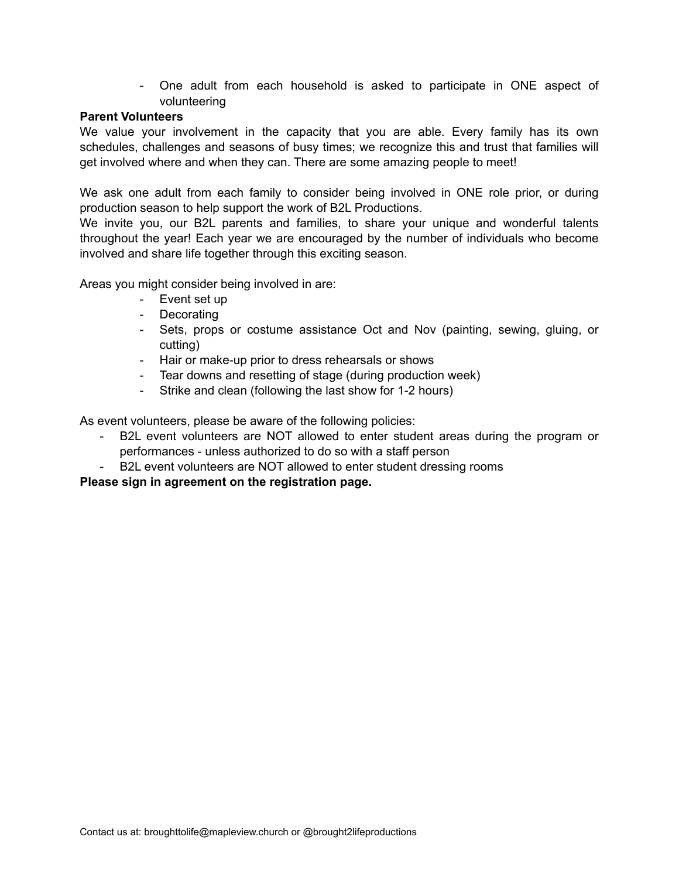- One adult from each household is asked to participate in ONE aspect of volunteering

**Parent Volunteers**

We value your involvement in the capacity that you are able. Every family has its own schedules, challenges and seasons of busy times; we recognize this and trust that families will get involved where and when they can. There are some amazing people to meet!

We ask one adult from each family to consider being involved in ONE role prior, or during production season to help support the work of B2L Productions.

We invite you, our B2L parents and families, to share your unique and wonderful talents throughout the year! Each year we are encouraged by the number of individuals who become involved and share life together through this exciting season.

Areas you might consider being involved in are:

- Event set up
- Decorating
- Sets, props or costume assistance Oct and Nov (painting, sewing, gluing, or cutting)
- Hair or make-up prior to dress rehearsals or shows
- Tear downs and resetting of stage (during production week)
- Strike and clean (following the last show for 1-2 hours)

As event volunteers, please be aware of the following policies:

- B2L event volunteers are NOT allowed to enter student areas during the program or performances - unless authorized to do so with a staff person
- B2L event volunteers are NOT allowed to enter student dressing rooms

**Please sign in agreement on the registration page.**

Contact us at: broughttolife@mapleview.church or @brought2lifeproductions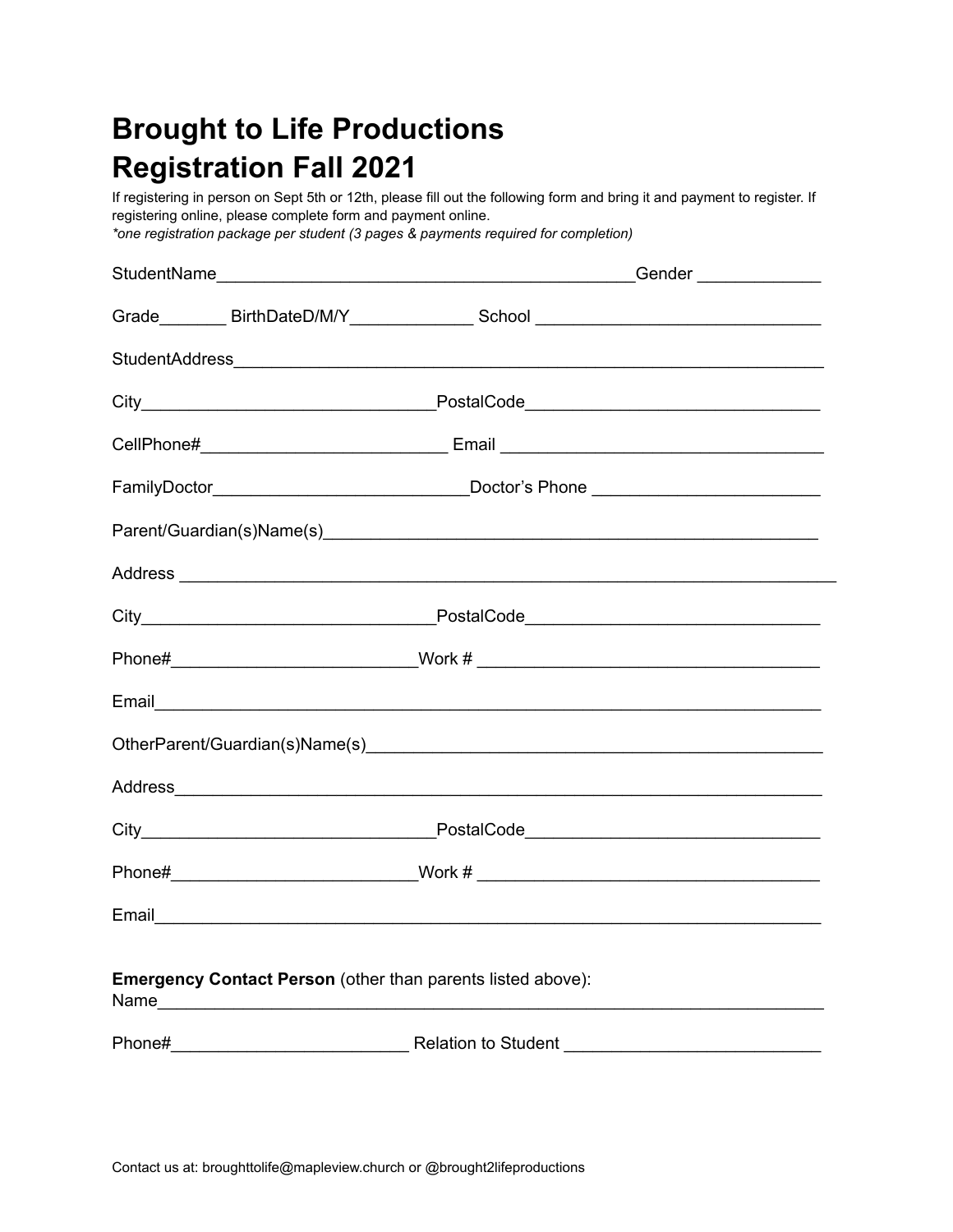# Brought to Life Productions
# Registration Fall 2021

If registering in person on Sept 5th or 12th, please fill out the following form and bring it and payment to register. If registering online, please complete form and payment online.
*one registration package per student (3 pages & payments required for completion)*

StudentName____________________________________________Gender ____________

Grade_______ BirthDateD/M/Y_____________ School ______________________________

StudentAddress______________________________________________________________

City_______________________________PostalCode______________________________

CellPhone#__________________________ Email __________________________________

FamilyDoctor__________________________Doctor's Phone _______________________

Parent/Guardian(s)Name(s)____________________________________________________

Address ____________________________________________________________________

City_______________________________PostalCode______________________________

Phone#_________________________Work # ____________________________________

Email_______________________________________________________________________

OtherParent/Guardian(s)Name(s)_______________________________________________

Address_____________________________________________________________________

City_______________________________PostalCode______________________________

Phone#_________________________Work # ____________________________________

Email_______________________________________________________________________

**Emergency Contact Person** (other than parents listed above):
Name_______________________________________________________________________

Phone#_________________________ Relation to Student __________________________

Contact us at: broughttolife@mapleview.church or @brought2lifeproductions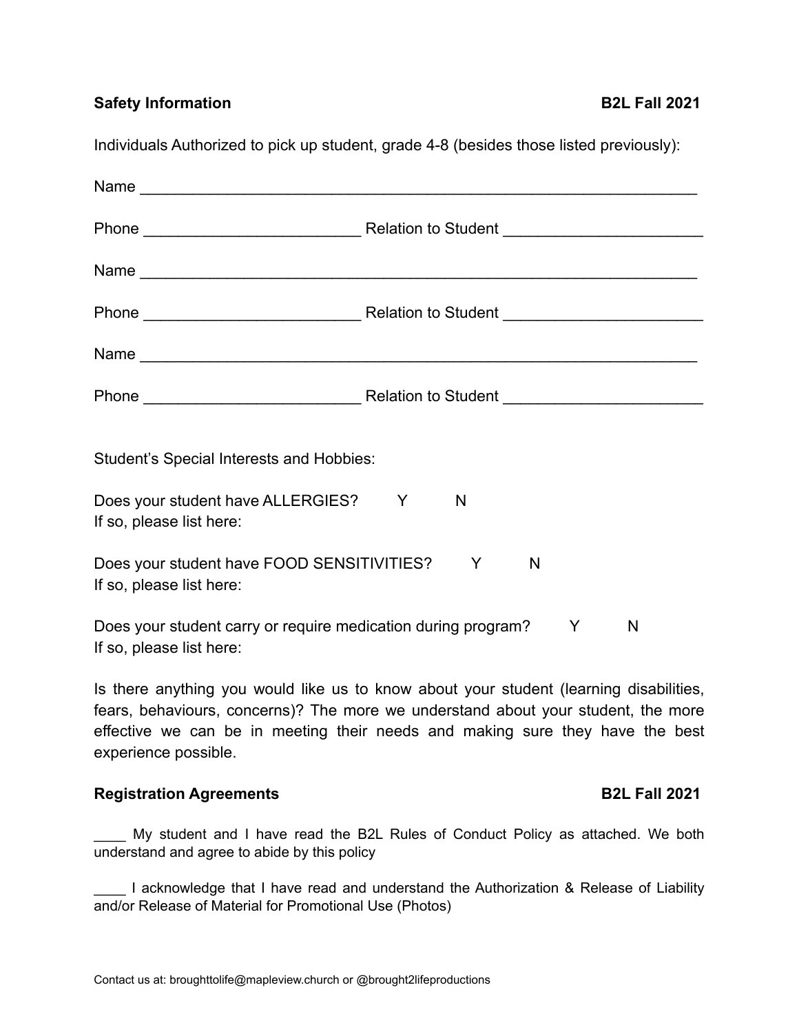**Safety Information** **B2L Fall 2021**

Individuals Authorized to pick up student, grade 4-8 (besides those listed previously):

Name ________________________________________________________________

Phone _________________________ Relation to Student ______________________

Name ________________________________________________________________

Phone _________________________ Relation to Student ______________________

Name ________________________________________________________________

Phone _________________________ Relation to Student ______________________

Student's Special Interests and Hobbies:

Does your student have ALLERGIES? Y N
If so, please list here:

Does your student have FOOD SENSITIVITIES? Y N
If so, please list here:

Does your student carry or require medication during program? Y N
If so, please list here:

Is there anything you would like us to know about your student (learning disabilities, fears, behaviours, concerns)? The more we understand about your student, the more effective we can be in meeting their needs and making sure they have the best experience possible.

**Registration Agreements** **B2L Fall 2021**

____ My student and I have read the B2L Rules of Conduct Policy as attached. We both understand and agree to abide by this policy

____ I acknowledge that I have read and understand the Authorization & Release of Liability and/or Release of Material for Promotional Use (Photos)

Contact us at: broughttolife@mapleview.church or @brought2lifeproductions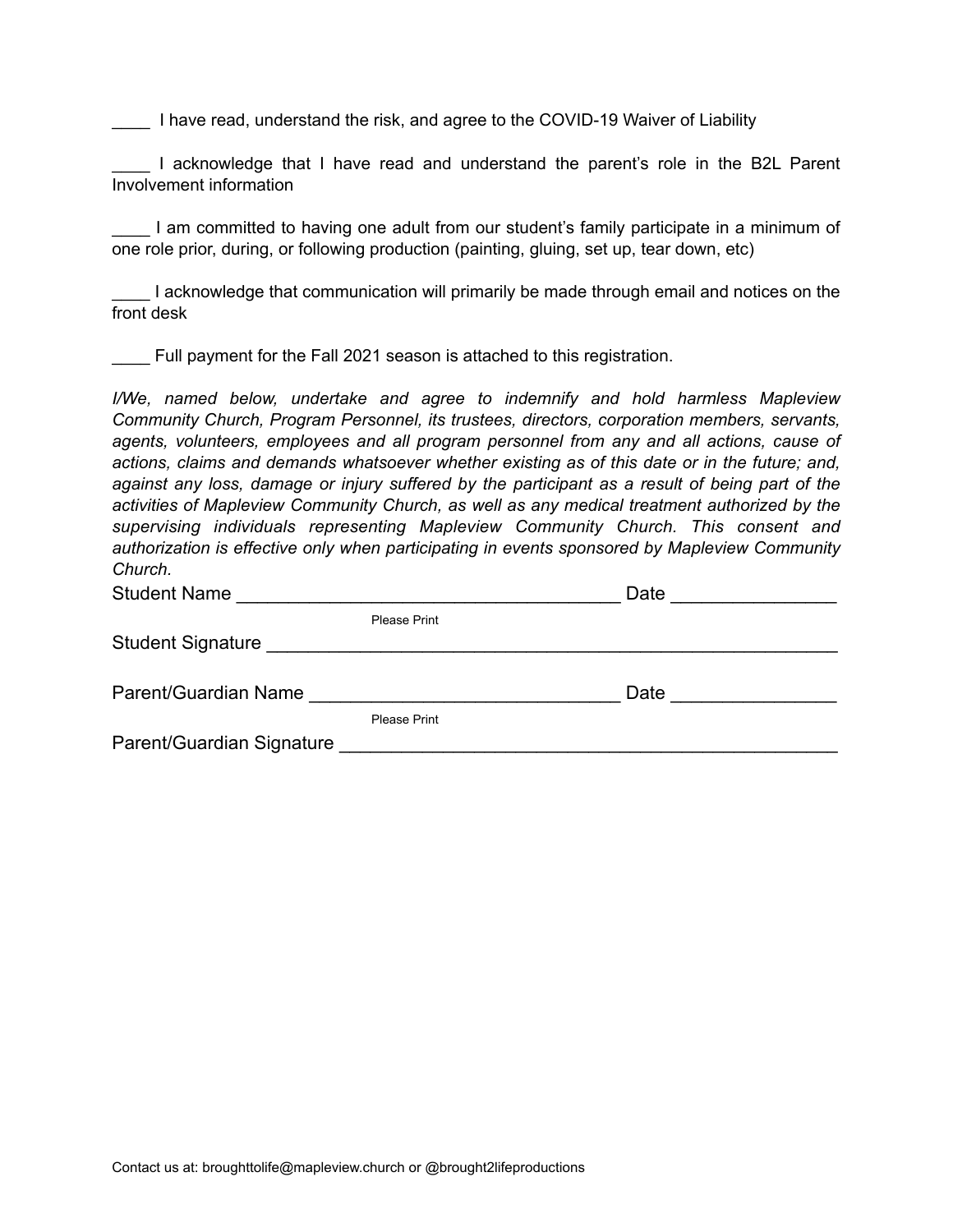____ I have read, understand the risk, and agree to the COVID-19 Waiver of Liability

____ I acknowledge that I have read and understand the parent's role in the B2L Parent Involvement information

____ I am committed to having one adult from our student's family participate in a minimum of one role prior, during, or following production (painting, gluing, set up, tear down, etc)

____ I acknowledge that communication will primarily be made through email and notices on the front desk

____ Full payment for the Fall 2021 season is attached to this registration.

*I/We, named below, undertake and agree to indemnify and hold harmless Mapleview Community Church, Program Personnel, its trustees, directors, corporation members, servants, agents, volunteers, employees and all program personnel from any and all actions, cause of actions, claims and demands whatsoever whether existing as of this date or in the future; and, against any loss, damage or injury suffered by the participant as a result of being part of the activities of Mapleview Community Church, as well as any medical treatment authorized by the supervising individuals representing Mapleview Community Church. This consent and authorization is effective only when participating in events sponsored by Mapleview Community Church.*

Student Name ____________________________________ Date _______________

Please Print

Student Signature ______________________________________________________

Parent/Guardian Name _____________________________ Date _______________

Please Print

Parent/Guardian Signature ______________________________________________

Contact us at: broughttolife@mapleview.church or @brought2lifeproductions